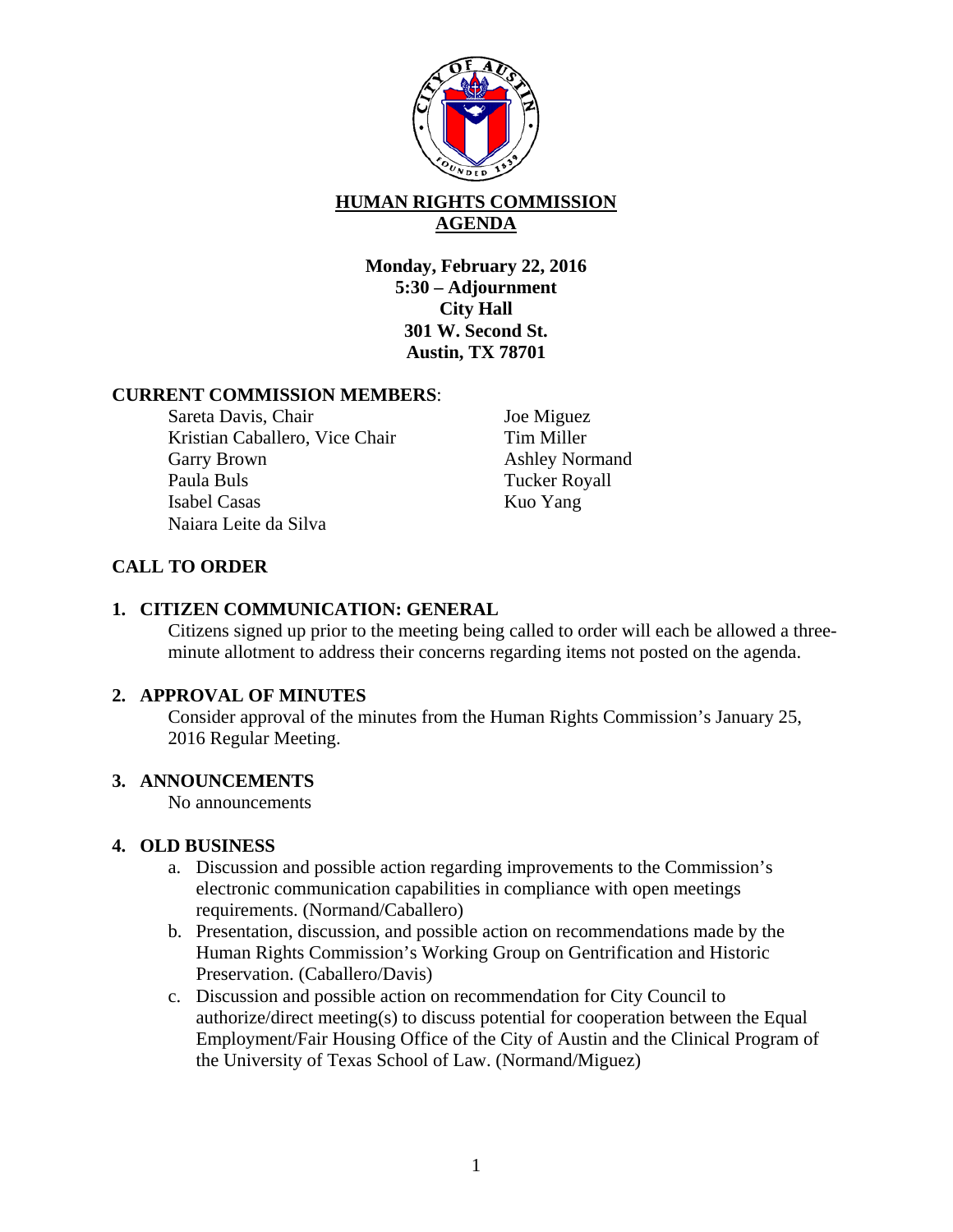# HUMAN RIGHTS COMMISSION AGENDA

**Monday, February 22, 2016**
**5:30 – Adjournment**
**City Hall**
**301 W. Second St.**
**Austin, TX 78701**

**CURRENT COMMISSION MEMBERS**:

Sareta Davis, Chair
Kristian Caballero, Vice Chair
Garry Brown
Paula Buls
Isabel Casas
Naiara Leite da Silva
Joe Miguez
Tim Miller
Ashley Normand
Tucker Royall
Kuo Yang

**CALL TO ORDER**

**1. CITIZEN COMMUNICATION: GENERAL**

Citizens signed up prior to the meeting being called to order will each be allowed a three-minute allotment to address their concerns regarding items not posted on the agenda.

**2. APPROVAL OF MINUTES**

Consider approval of the minutes from the Human Rights Commission's January 25, 2016 Regular Meeting.

**3. ANNOUNCEMENTS**

No announcements

**4. OLD BUSINESS**

a. Discussion and possible action regarding improvements to the Commission's electronic communication capabilities in compliance with open meetings requirements. (Normand/Caballero)

b. Presentation, discussion, and possible action on recommendations made by the Human Rights Commission's Working Group on Gentrification and Historic Preservation. (Caballero/Davis)

c. Discussion and possible action on recommendation for City Council to authorize/direct meeting(s) to discuss potential for cooperation between the Equal Employment/Fair Housing Office of the City of Austin and the Clinical Program of the University of Texas School of Law. (Normand/Miguez)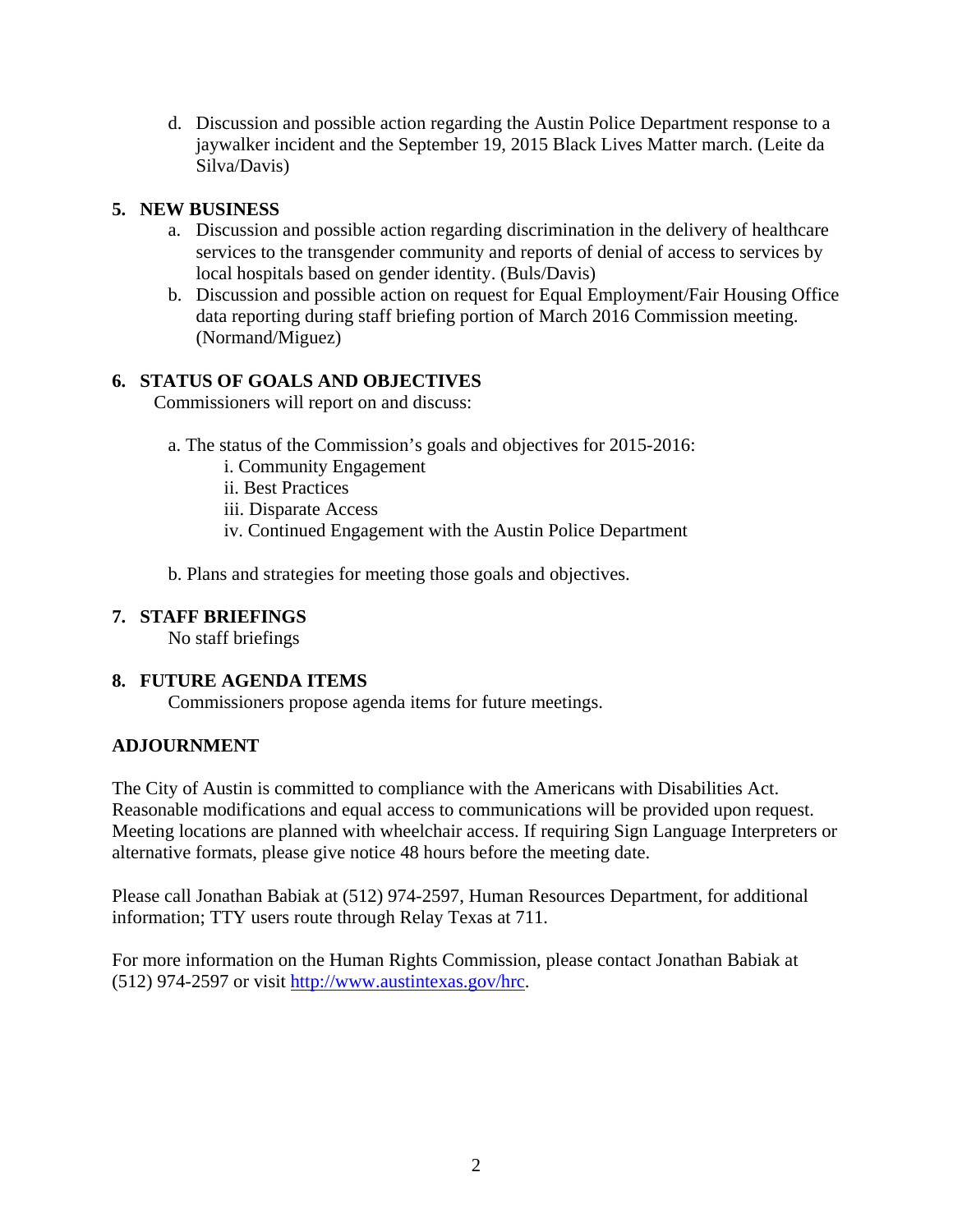d. Discussion and possible action regarding the Austin Police Department response to a jaywalker incident and the September 19, 2015 Black Lives Matter march. (Leite da Silva/Davis)

**5. NEW BUSINESS**

a. Discussion and possible action regarding discrimination in the delivery of healthcare services to the transgender community and reports of denial of access to services by local hospitals based on gender identity. (Buls/Davis)

b. Discussion and possible action on request for Equal Employment/Fair Housing Office data reporting during staff briefing portion of March 2016 Commission meeting. (Normand/Miguez)

**6. STATUS OF GOALS AND OBJECTIVES**

Commissioners will report on and discuss:

a. The status of the Commission's goals and objectives for 2015-2016:

i. Community Engagement
ii. Best Practices
iii. Disparate Access
iv. Continued Engagement with the Austin Police Department

b. Plans and strategies for meeting those goals and objectives.

**7. STAFF BRIEFINGS**

No staff briefings

**8. FUTURE AGENDA ITEMS**

Commissioners propose agenda items for future meetings.

**ADJOURNMENT**

The City of Austin is committed to compliance with the Americans with Disabilities Act. Reasonable modifications and equal access to communications will be provided upon request. Meeting locations are planned with wheelchair access. If requiring Sign Language Interpreters or alternative formats, please give notice 48 hours before the meeting date.

Please call Jonathan Babiak at (512) 974-2597, Human Resources Department, for additional information; TTY users route through Relay Texas at 711.

For more information on the Human Rights Commission, please contact Jonathan Babiak at (512) 974-2597 or visit http://www.austintexas.gov/hrc.